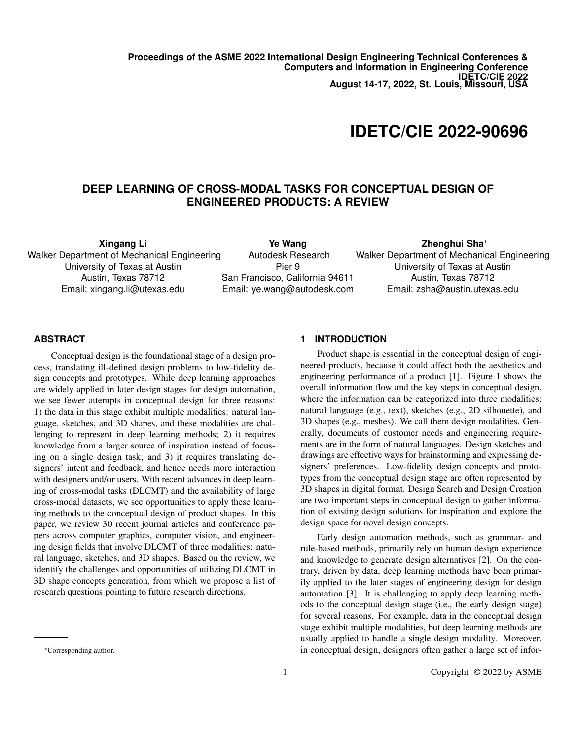Proceedings of the ASME 2022 International Design Engineering Technical Conferences & Computers and Information in Engineering Conference
IDETC/CIE 2022
August 14-17, 2022, St. Louis, Missouri, USA

# IDETC/CIE 2022-90696

## DEEP LEARNING OF CROSS-MODAL TASKS FOR CONCEPTUAL DESIGN OF ENGINEERED PRODUCTS: A REVIEW

**Xingang Li**
Walker Department of Mechanical Engineering
University of Texas at Austin
Austin, Texas 78712
Email: xingang.li@utexas.edu

**Ye Wang**
Autodesk Research
Pier 9
San Francisco, California 94611
Email: ye.wang@autodesk.com

**Zhenghui Sha***
Walker Department of Mechanical Engineering
University of Texas at Austin
Austin, Texas 78712
Email: zsha@austin.utexas.edu

### ABSTRACT

Conceptual design is the foundational stage of a design process, translating ill-defined design problems to low-fidelity design concepts and prototypes. While deep learning approaches are widely applied in later design stages for design automation, we see fewer attempts in conceptual design for three reasons: 1) the data in this stage exhibit multiple modalities: natural language, sketches, and 3D shapes, and these modalities are challenging to represent in deep learning methods; 2) it requires knowledge from a larger source of inspiration instead of focusing on a single design task; and 3) it requires translating designers' intent and feedback, and hence needs more interaction with designers and/or users. With recent advances in deep learning of cross-modal tasks (DLCMT) and the availability of large cross-modal datasets, we see opportunities to apply these learning methods to the conceptual design of product shapes. In this paper, we review 30 recent journal articles and conference papers across computer graphics, computer vision, and engineering design fields that involve DLCMT of three modalities: natural language, sketches, and 3D shapes. Based on the review, we identify the challenges and opportunities of utilizing DLCMT in 3D shape concepts generation, from which we propose a list of research questions pointing to future research directions.

### 1 INTRODUCTION

Product shape is essential in the conceptual design of engineered products, because it could affect both the aesthetics and engineering performance of a product [1]. Figure 1 shows the overall information flow and the key steps in conceptual design, where the information can be categorized into three modalities: natural language (e.g., text), sketches (e.g., 2D silhouette), and 3D shapes (e.g., meshes). We call them design modalities. Generally, documents of customer needs and engineering requirements are in the form of natural languages. Design sketches and drawings are effective ways for brainstorming and expressing designers' preferences. Low-fidelity design concepts and prototypes from the conceptual design stage are often represented by 3D shapes in digital format. Design Search and Design Creation are two important steps in conceptual design to gather information of existing design solutions for inspiration and explore the design space for novel design concepts.

Early design automation methods, such as grammar- and rule-based methods, primarily rely on human design experience and knowledge to generate design alternatives [2]. On the contrary, driven by data, deep learning methods have been primarily applied to the later stages of engineering design for design automation [3]. It is challenging to apply deep learning methods to the conceptual design stage (i.e., the early design stage) for several reasons. For example, data in the conceptual design stage exhibit multiple modalities, but deep learning methods are usually applied to handle a single design modality. Moreover, in conceptual design, designers often gather a large set of infor-

*Corresponding author.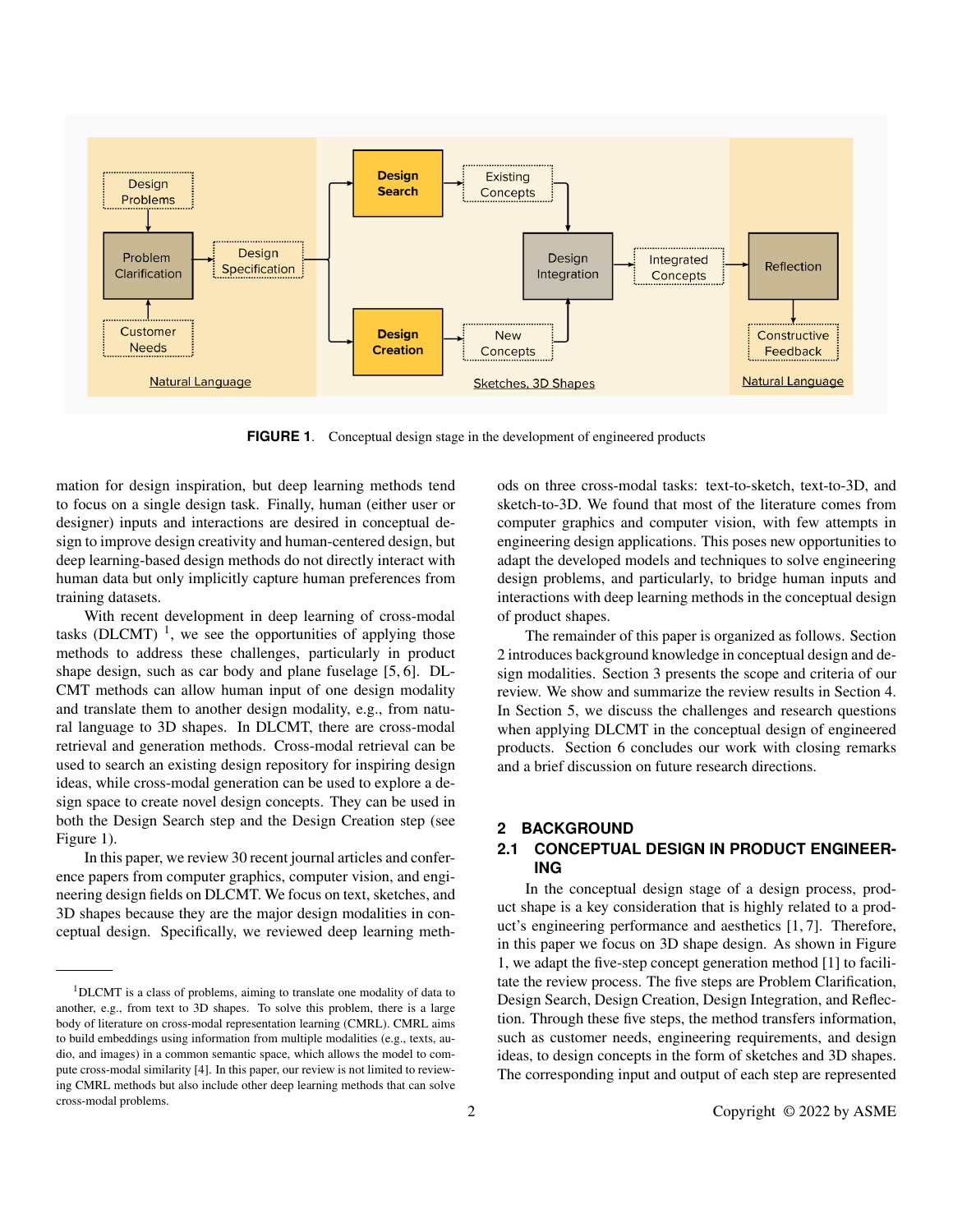FIGURE 1. Conceptual design stage in the development of engineered products

mation for design inspiration, but deep learning methods tend to focus on a single design task. Finally, human (either user or designer) inputs and interactions are desired in conceptual design to improve design creativity and human-centered design, but deep learning-based design methods do not directly interact with human data but only implicitly capture human preferences from training datasets.

With recent development in deep learning of cross-modal tasks (DLCMT) [1], we see the opportunities of applying those methods to address these challenges, particularly in product shape design, such as car body and plane fuselage [5, 6]. DLCMT methods can allow human input of one design modality and translate them to another design modality, e.g., from natural language to 3D shapes. In DLCMT, there are cross-modal retrieval and generation methods. Cross-modal retrieval can be used to search an existing design repository for inspiring design ideas, while cross-modal generation can be used to explore a design space to create novel design concepts. They can be used in both the Design Search step and the Design Creation step (see Figure 1).

In this paper, we review 30 recent journal articles and conference papers from computer graphics, computer vision, and engineering design fields on DLCMT. We focus on text, sketches, and 3D shapes because they are the major design modalities in conceptual design. Specifically, we reviewed deep learning methods on three cross-modal tasks: text-to-sketch, text-to-3D, and sketch-to-3D. We found that most of the literature comes from computer graphics and computer vision, with few attempts in engineering design applications. This poses new opportunities to adapt the developed models and techniques to solve engineering design problems, and particularly, to bridge human inputs and interactions with deep learning methods in the conceptual design of product shapes.

The remainder of this paper is organized as follows. Section 2 introduces background knowledge in conceptual design and design modalities. Section 3 presents the scope and criteria of our review. We show and summarize the review results in Section 4. In Section 5, we discuss the challenges and research questions when applying DLCMT in the conceptual design of engineered products. Section 6 concludes our work with closing remarks and a brief discussion on future research directions.

## 2 BACKGROUND

### 2.1 CONCEPTUAL DESIGN IN PRODUCT ENGINEERING

In the conceptual design stage of a design process, product shape is a key consideration that is highly related to a product's engineering performance and aesthetics [1, 7]. Therefore, in this paper we focus on 3D shape design. As shown in Figure 1, we adapt the five-step concept generation method [1] to facilitate the review process. The five steps are Problem Clarification, Design Search, Design Creation, Design Integration, and Reflection. Through these five steps, the method transfers information, such as customer needs, engineering requirements, and design ideas, to design concepts in the form of sketches and 3D shapes. The corresponding input and output of each step are represented

[1] DLCMT is a class of problems, aiming to translate one modality of data to another, e.g., from text to 3D shapes. To solve this problem, there is a large body of literature on cross-modal representation learning (CMRL). CMRL aims to build embeddings using information from multiple modalities (e.g., texts, audio, and images) in a common semantic space, which allows the model to compute cross-modal similarity [4]. In this paper, our review is not limited to reviewing CMRL methods but also include other deep learning methods that can solve cross-modal problems.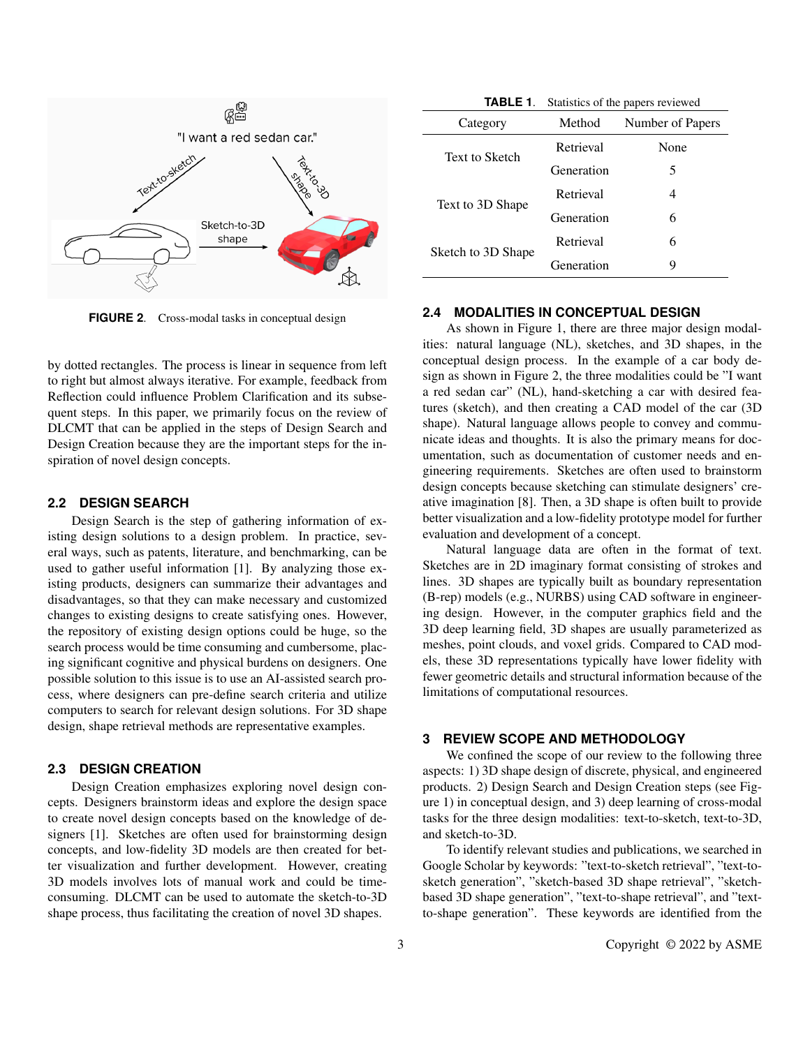FIGURE 2. Cross-modal tasks in conceptual design

by dotted rectangles. The process is linear in sequence from left to right but almost always iterative. For example, feedback from Reflection could influence Problem Clarification and its subsequent steps. In this paper, we primarily focus on the review of DLCMT that can be applied in the steps of Design Search and Design Creation because they are the important steps for the inspiration of novel design concepts.

## 2.2 DESIGN SEARCH

Design Search is the step of gathering information of existing design solutions to a design problem. In practice, several ways, such as patents, literature, and benchmarking, can be used to gather useful information [1]. By analyzing those existing products, designers can summarize their advantages and disadvantages, so that they can make necessary and customized changes to existing designs to create satisfying ones. However, the repository of existing design options could be huge, so the search process would be time consuming and cumbersome, placing significant cognitive and physical burdens on designers. One possible solution to this issue is to use an AI-assisted search process, where designers can pre-define search criteria and utilize computers to search for relevant design solutions. For 3D shape design, shape retrieval methods are representative examples.

## 2.3 DESIGN CREATION

Design Creation emphasizes exploring novel design concepts. Designers brainstorm ideas and explore the design space to create novel design concepts based on the knowledge of designers [1]. Sketches are often used for brainstorming design concepts, and low-fidelity 3D models are then created for better visualization and further development. However, creating 3D models involves lots of manual work and could be time-consuming. DLCMT can be used to automate the sketch-to-3D shape process, thus facilitating the creation of novel 3D shapes.

**TABLE 1.** Statistics of the papers reviewed

| Category | Method | Number of Papers |
|---|---|---|
| Text to Sketch | Retrieval | None |
| | Generation | 5 |
| Text to 3D Shape | Retrieval | 4 |
| | Generation | 6 |
| Sketch to 3D Shape | Retrieval | 6 |
| | Generation | 9 |

## 2.4 MODALITIES IN CONCEPTUAL DESIGN

As shown in Figure 1, there are three major design modalities: natural language (NL), sketches, and 3D shapes, in the conceptual design process. In the example of a car body design as shown in Figure 2, the three modalities could be "I want a red sedan car" (NL), hand-sketching a car with desired features (sketch), and then creating a CAD model of the car (3D shape). Natural language allows people to convey and communicate ideas and thoughts. It is also the primary means for documentation, such as documentation of customer needs and engineering requirements. Sketches are often used to brainstorm design concepts because sketching can stimulate designers' creative imagination [8]. Then, a 3D shape is often built to provide better visualization and a low-fidelity prototype model for further evaluation and development of a concept.

Natural language data are often in the format of text. Sketches are in 2D imaginary format consisting of strokes and lines. 3D shapes are typically built as boundary representation (B-rep) models (e.g., NURBS) using CAD software in engineering design. However, in the computer graphics field and the 3D deep learning field, 3D shapes are usually parameterized as meshes, point clouds, and voxel grids. Compared to CAD models, these 3D representations typically have lower fidelity with fewer geometric details and structural information because of the limitations of computational resources.

# 3 REVIEW SCOPE AND METHODOLOGY

We confined the scope of our review to the following three aspects: 1) 3D shape design of discrete, physical, and engineered products. 2) Design Search and Design Creation steps (see Figure 1) in conceptual design, and 3) deep learning of cross-modal tasks for the three design modalities: text-to-sketch, text-to-3D, and sketch-to-3D.

To identify relevant studies and publications, we searched in Google Scholar by keywords: "text-to-sketch retrieval", "text-to-sketch generation", "sketch-based 3D shape retrieval", "sketch-based 3D shape generation", "text-to-shape retrieval", and "text-to-shape generation". These keywords are identified from the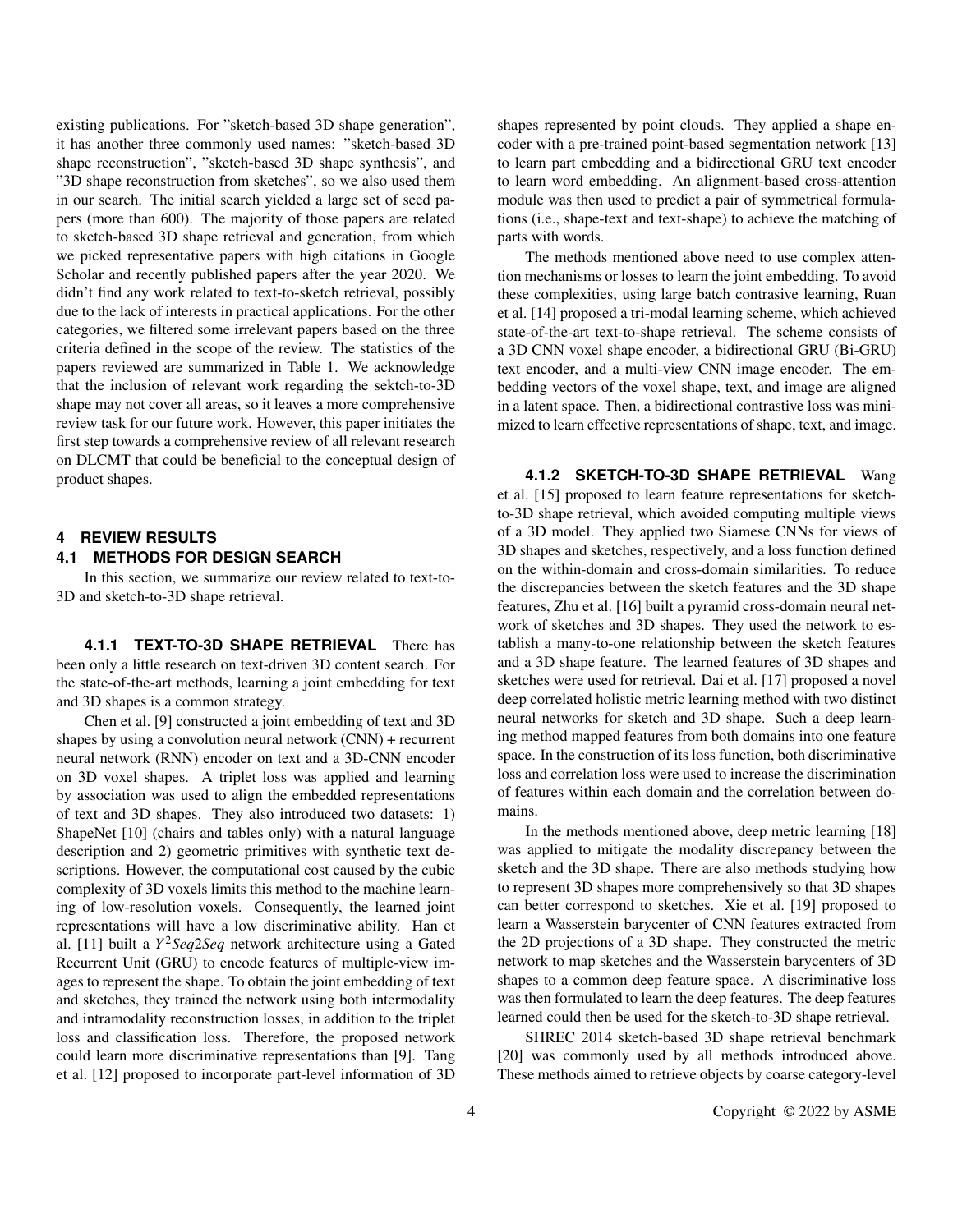existing publications. For "sketch-based 3D shape generation", it has another three commonly used names: "sketch-based 3D shape reconstruction", "sketch-based 3D shape synthesis", and "3D shape reconstruction from sketches", so we also used them in our search. The initial search yielded a large set of seed papers (more than 600). The majority of those papers are related to sketch-based 3D shape retrieval and generation, from which we picked representative papers with high citations in Google Scholar and recently published papers after the year 2020. We didn't find any work related to text-to-sketch retrieval, possibly due to the lack of interests in practical applications. For the other categories, we filtered some irrelevant papers based on the three criteria defined in the scope of the review. The statistics of the papers reviewed are summarized in Table 1. We acknowledge that the inclusion of relevant work regarding the sektch-to-3D shape may not cover all areas, so it leaves a more comprehensive review task for our future work. However, this paper initiates the first step towards a comprehensive review of all relevant research on DLCMT that could be beneficial to the conceptual design of product shapes.

## 4 REVIEW RESULTS

### 4.1 METHODS FOR DESIGN SEARCH

In this section, we summarize our review related to text-to-3D and sketch-to-3D shape retrieval.

#### 4.1.1 TEXT-TO-3D SHAPE RETRIEVAL

There has been only a little research on text-driven 3D content search. For the state-of-the-art methods, learning a joint embedding for text and 3D shapes is a common strategy.

Chen et al. [9] constructed a joint embedding of text and 3D shapes by using a convolution neural network (CNN) + recurrent neural network (RNN) encoder on text and a 3D-CNN encoder on 3D voxel shapes. A triplet loss was applied and learning by association was used to align the embedded representations of text and 3D shapes. They also introduced two datasets: 1) ShapeNet [10] (chairs and tables only) with a natural language description and 2) geometric primitives with synthetic text descriptions. However, the computational cost caused by the cubic complexity of 3D voxels limits this method to the machine learning of low-resolution voxels. Consequently, the learned joint representations will have a low discriminative ability. Han et al. [11] built a $Y^2Seq2Seq$ network architecture using a Gated Recurrent Unit (GRU) to encode features of multiple-view images to represent the shape. To obtain the joint embedding of text and sketches, they trained the network using both intermodality and intramodality reconstruction losses, in addition to the triplet loss and classification loss. Therefore, the proposed network could learn more discriminative representations than [9]. Tang et al. [12] proposed to incorporate part-level information of 3D shapes represented by point clouds. They applied a shape encoder with a pre-trained point-based segmentation network [13] to learn part embedding and a bidirectional GRU text encoder to learn word embedding. An alignment-based cross-attention module was then used to predict a pair of symmetrical formulations (i.e., shape-text and text-shape) to achieve the matching of parts with words.

The methods mentioned above need to use complex attention mechanisms or losses to learn the joint embedding. To avoid these complexities, using large batch contrasive learning, Ruan et al. [14] proposed a tri-modal learning scheme, which achieved state-of-the-art text-to-shape retrieval. The scheme consists of a 3D CNN voxel shape encoder, a bidirectional GRU (Bi-GRU) text encoder, and a multi-view CNN image encoder. The embedding vectors of the voxel shape, text, and image are aligned in a latent space. Then, a bidirectional contrastive loss was minimized to learn effective representations of shape, text, and image.

#### 4.1.2 SKETCH-TO-3D SHAPE RETRIEVAL

Wang et al. [15] proposed to learn feature representations for sketch-to-3D shape retrieval, which avoided computing multiple views of a 3D model. They applied two Siamese CNNs for views of 3D shapes and sketches, respectively, and a loss function defined on the within-domain and cross-domain similarities. To reduce the discrepancies between the sketch features and the 3D shape features, Zhu et al. [16] built a pyramid cross-domain neural network of sketches and 3D shapes. They used the network to establish a many-to-one relationship between the sketch features and a 3D shape feature. The learned features of 3D shapes and sketches were used for retrieval. Dai et al. [17] proposed a novel deep correlated holistic metric learning method with two distinct neural networks for sketch and 3D shape. Such a deep learning method mapped features from both domains into one feature space. In the construction of its loss function, both discriminative loss and correlation loss were used to increase the discrimination of features within each domain and the correlation between domains.

In the methods mentioned above, deep metric learning [18] was applied to mitigate the modality discrepancy between the sketch and the 3D shape. There are also methods studying how to represent 3D shapes more comprehensively so that 3D shapes can better correspond to sketches. Xie et al. [19] proposed to learn a Wasserstein barycenter of CNN features extracted from the 2D projections of a 3D shape. They constructed the metric network to map sketches and the Wasserstein barycenters of 3D shapes to a common deep feature space. A discriminative loss was then formulated to learn the deep features. The deep features learned could then be used for the sketch-to-3D shape retrieval.

SHREC 2014 sketch-based 3D shape retrieval benchmark [20] was commonly used by all methods introduced above. These methods aimed to retrieve objects by coarse category-level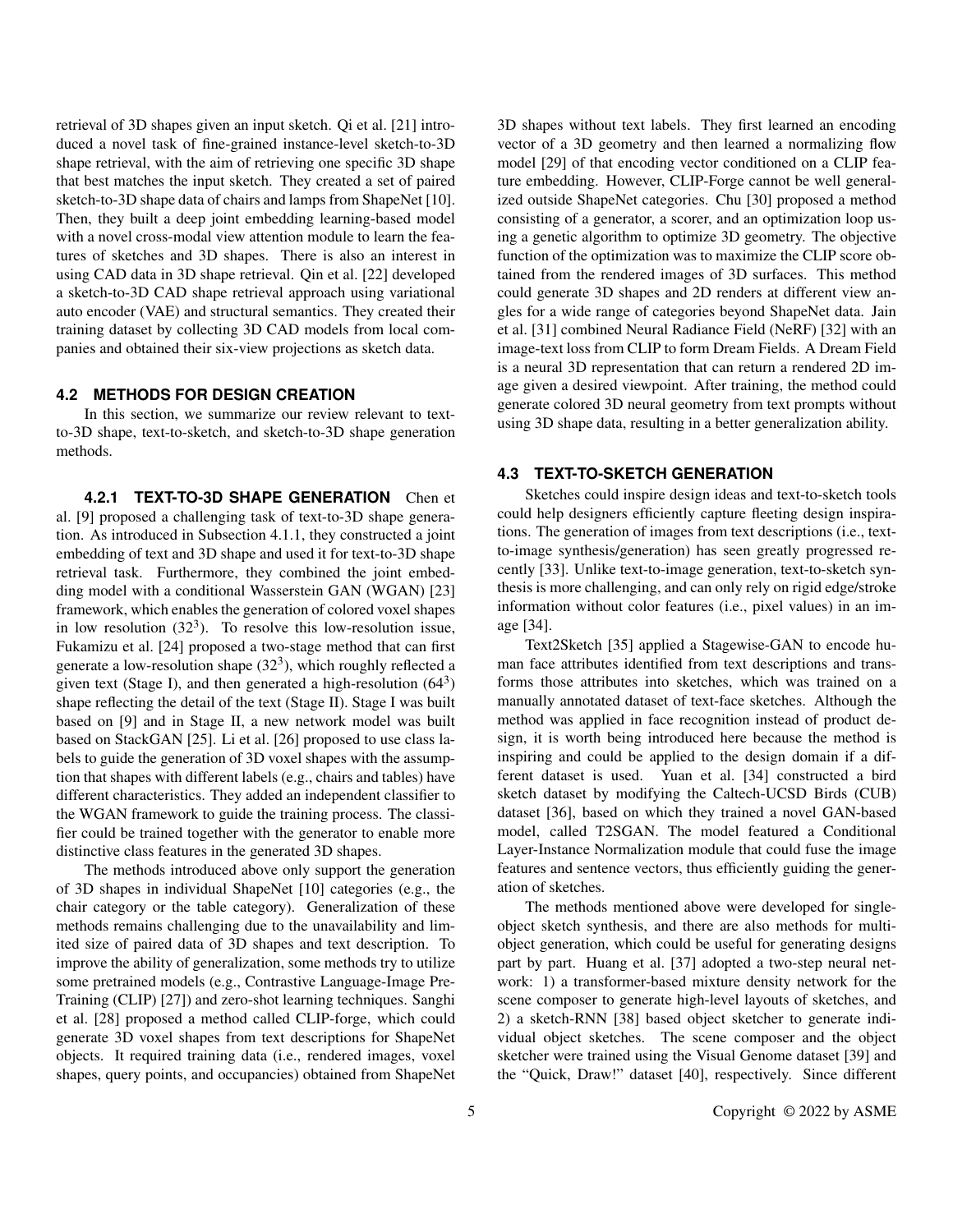retrieval of 3D shapes given an input sketch. Qi et al. [21] introduced a novel task of fine-grained instance-level sketch-to-3D shape retrieval, with the aim of retrieving one specific 3D shape that best matches the input sketch. They created a set of paired sketch-to-3D shape data of chairs and lamps from ShapeNet [10]. Then, they built a deep joint embedding learning-based model with a novel cross-modal view attention module to learn the features of sketches and 3D shapes. There is also an interest in using CAD data in 3D shape retrieval. Qin et al. [22] developed a sketch-to-3D CAD shape retrieval approach using variational auto encoder (VAE) and structural semantics. They created their training dataset by collecting 3D CAD models from local companies and obtained their six-view projections as sketch data.

## 4.2 METHODS FOR DESIGN CREATION

In this section, we summarize our review relevant to text-to-3D shape, text-to-sketch, and sketch-to-3D shape generation methods.

### 4.2.1 TEXT-TO-3D SHAPE GENERATION

Chen et al. [9] proposed a challenging task of text-to-3D shape generation. As introduced in Subsection 4.1.1, they constructed a joint embedding of text and 3D shape and used it for text-to-3D shape retrieval task. Furthermore, they combined the joint embedding model with a conditional Wasserstein GAN (WGAN) [23] framework, which enables the generation of colored voxel shapes in low resolution ($32^3$). To resolve this low-resolution issue, Fukamizu et al. [24] proposed a two-stage method that can first generate a low-resolution shape ($32^3$), which roughly reflected a given text (Stage I), and then generated a high-resolution ($64^3$) shape reflecting the detail of the text (Stage II). Stage I was built based on [9] and in Stage II, a new network model was built based on StackGAN [25]. Li et al. [26] proposed to use class labels to guide the generation of 3D voxel shapes with the assumption that shapes with different labels (e.g., chairs and tables) have different characteristics. They added an independent classifier to the WGAN framework to guide the training process. The classifier could be trained together with the generator to enable more distinctive class features in the generated 3D shapes.

The methods introduced above only support the generation of 3D shapes in individual ShapeNet [10] categories (e.g., the chair category or the table category). Generalization of these methods remains challenging due to the unavailability and limited size of paired data of 3D shapes and text description. To improve the ability of generalization, some methods try to utilize some pretrained models (e.g., Contrastive Language-Image Pre-Training (CLIP) [27]) and zero-shot learning techniques. Sanghi et al. [28] proposed a method called CLIP-forge, which could generate 3D voxel shapes from text descriptions for ShapeNet objects. It required training data (i.e., rendered images, voxel shapes, query points, and occupancies) obtained from ShapeNet 3D shapes without text labels. They first learned an encoding vector of a 3D geometry and then learned a normalizing flow model [29] of that encoding vector conditioned on a CLIP feature embedding. However, CLIP-Forge cannot be well generalized outside ShapeNet categories. Chu [30] proposed a method consisting of a generator, a scorer, and an optimization loop using a genetic algorithm to optimize 3D geometry. The objective function of the optimization was to maximize the CLIP score obtained from the rendered images of 3D surfaces. This method could generate 3D shapes and 2D renders at different view angles for a wide range of categories beyond ShapeNet data. Jain et al. [31] combined Neural Radiance Field (NeRF) [32] with an image-text loss from CLIP to form Dream Fields. A Dream Field is a neural 3D representation that can return a rendered 2D image given a desired viewpoint. After training, the method could generate colored 3D neural geometry from text prompts without using 3D shape data, resulting in a better generalization ability.

## 4.3 TEXT-TO-SKETCH GENERATION

Sketches could inspire design ideas and text-to-sketch tools could help designers efficiently capture fleeting design inspirations. The generation of images from text descriptions (i.e., text-to-image synthesis/generation) has seen greatly progressed recently [33]. Unlike text-to-image generation, text-to-sketch synthesis is more challenging, and can only rely on rigid edge/stroke information without color features (i.e., pixel values) in an image [34].

Text2Sketch [35] applied a Stagewise-GAN to encode human face attributes identified from text descriptions and transforms those attributes into sketches, which was trained on a manually annotated dataset of text-face sketches. Although the method was applied in face recognition instead of product design, it is worth being introduced here because the method is inspiring and could be applied to the design domain if a different dataset is used. Yuan et al. [34] constructed a bird sketch dataset by modifying the Caltech-UCSD Birds (CUB) dataset [36], based on which they trained a novel GAN-based model, called T2SGAN. The model featured a Conditional Layer-Instance Normalization module that could fuse the image features and sentence vectors, thus efficiently guiding the generation of sketches.

The methods mentioned above were developed for single-object sketch synthesis, and there are also methods for multi-object generation, which could be useful for generating designs part by part. Huang et al. [37] adopted a two-step neural network: 1) a transformer-based mixture density network for the scene composer to generate high-level layouts of sketches, and 2) a sketch-RNN [38] based object sketcher to generate individual object sketches. The scene composer and the object sketcher were trained using the Visual Genome dataset [39] and the "Quick, Draw!" dataset [40], respectively. Since different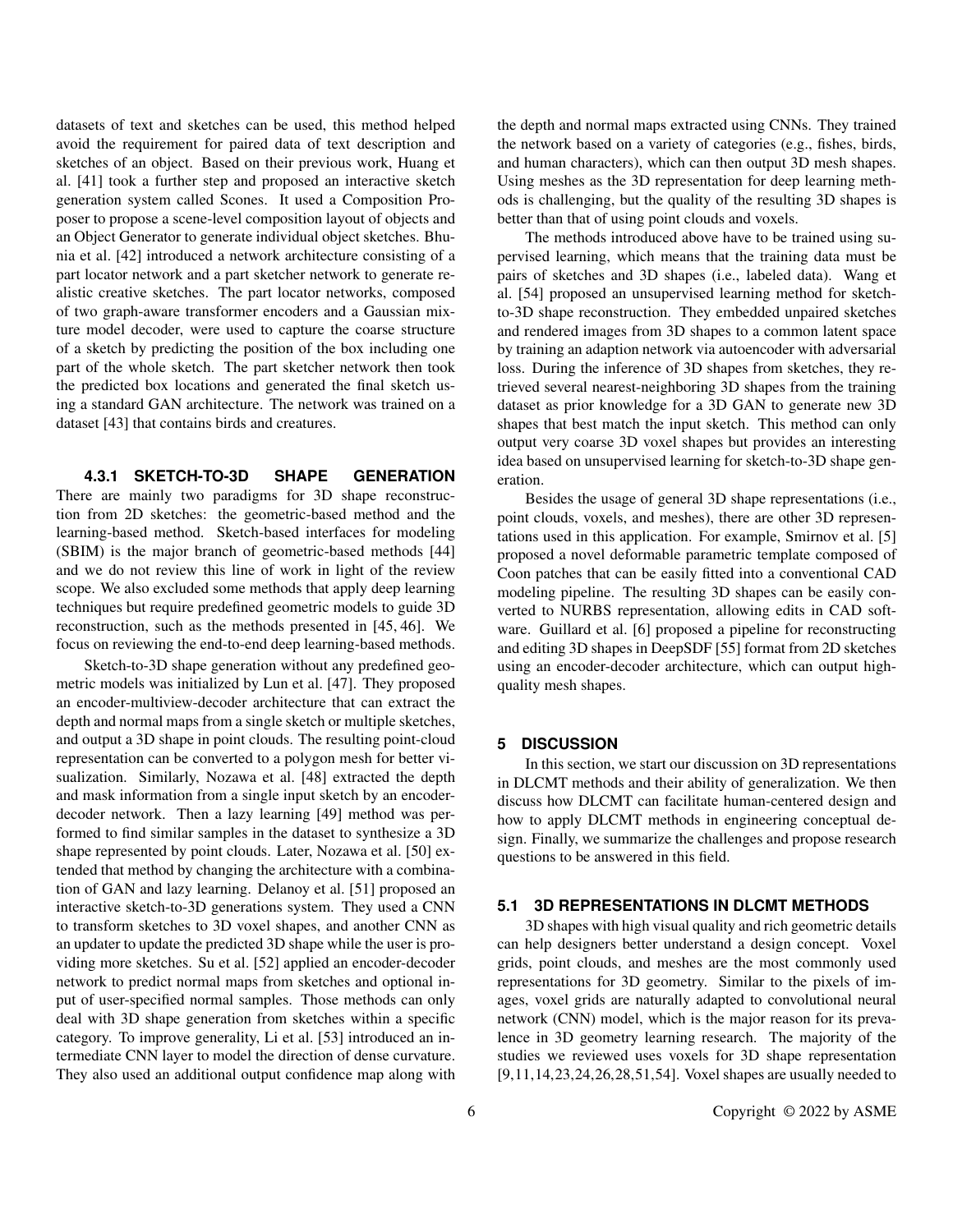datasets of text and sketches can be used, this method helped avoid the requirement for paired data of text description and sketches of an object. Based on their previous work, Huang et al. [41] took a further step and proposed an interactive sketch generation system called Scones. It used a Composition Proposer to propose a scene-level composition layout of objects and an Object Generator to generate individual object sketches. Bhunia et al. [42] introduced a network architecture consisting of a part locator network and a part sketcher network to generate realistic creative sketches. The part locator networks, composed of two graph-aware transformer encoders and a Gaussian mixture model decoder, were used to capture the coarse structure of a sketch by predicting the position of the box including one part of the whole sketch. The part sketcher network then took the predicted box locations and generated the final sketch using a standard GAN architecture. The network was trained on a dataset [43] that contains birds and creatures.

### 4.3.1 SKETCH-TO-3D SHAPE GENERATION

There are mainly two paradigms for 3D shape reconstruction from 2D sketches: the geometric-based method and the learning-based method. Sketch-based interfaces for modeling (SBIM) is the major branch of geometric-based methods [44] and we do not review this line of work in light of the review scope. We also excluded some methods that apply deep learning techniques but require predefined geometric models to guide 3D reconstruction, such as the methods presented in [45, 46]. We focus on reviewing the end-to-end deep learning-based methods.

Sketch-to-3D shape generation without any predefined geometric models was initialized by Lun et al. [47]. They proposed an encoder-multiview-decoder architecture that can extract the depth and normal maps from a single sketch or multiple sketches, and output a 3D shape in point clouds. The resulting point-cloud representation can be converted to a polygon mesh for better visualization. Similarly, Nozawa et al. [48] extracted the depth and mask information from a single input sketch by an encoder-decoder network. Then a lazy learning [49] method was performed to find similar samples in the dataset to synthesize a 3D shape represented by point clouds. Later, Nozawa et al. [50] extended that method by changing the architecture with a combination of GAN and lazy learning. Delanoy et al. [51] proposed an interactive sketch-to-3D generations system. They used a CNN to transform sketches to 3D voxel shapes, and another CNN as an updater to update the predicted 3D shape while the user is providing more sketches. Su et al. [52] applied an encoder-decoder network to predict normal maps from sketches and optional input of user-specified normal samples. Those methods can only deal with 3D shape generation from sketches within a specific category. To improve generality, Li et al. [53] introduced an intermediate CNN layer to model the direction of dense curvature. They also used an additional output confidence map along with the depth and normal maps extracted using CNNs. They trained the network based on a variety of categories (e.g., fishes, birds, and human characters), which can then output 3D mesh shapes. Using meshes as the 3D representation for deep learning methods is challenging, but the quality of the resulting 3D shapes is better than that of using point clouds and voxels.

The methods introduced above have to be trained using supervised learning, which means that the training data must be pairs of sketches and 3D shapes (i.e., labeled data). Wang et al. [54] proposed an unsupervised learning method for sketch-to-3D shape reconstruction. They embedded unpaired sketches and rendered images from 3D shapes to a common latent space by training an adaption network via autoencoder with adversarial loss. During the inference of 3D shapes from sketches, they retrieved several nearest-neighboring 3D shapes from the training dataset as prior knowledge for a 3D GAN to generate new 3D shapes that best match the input sketch. This method can only output very coarse 3D voxel shapes but provides an interesting idea based on unsupervised learning for sketch-to-3D shape generation.

Besides the usage of general 3D shape representations (i.e., point clouds, voxels, and meshes), there are other 3D representations used in this application. For example, Smirnov et al. [5] proposed a novel deformable parametric template composed of Coon patches that can be easily fitted into a conventional CAD modeling pipeline. The resulting 3D shapes can be easily converted to NURBS representation, allowing edits in CAD software. Guillard et al. [6] proposed a pipeline for reconstructing and editing 3D shapes in DeepSDF [55] format from 2D sketches using an encoder-decoder architecture, which can output high-quality mesh shapes.

## 5 DISCUSSION

In this section, we start our discussion on 3D representations in DLCMT methods and their ability of generalization. We then discuss how DLCMT can facilitate human-centered design and how to apply DLCMT methods in engineering conceptual design. Finally, we summarize the challenges and propose research questions to be answered in this field.

### 5.1 3D REPRESENTATIONS IN DLCMT METHODS

3D shapes with high visual quality and rich geometric details can help designers better understand a design concept. Voxel grids, point clouds, and meshes are the most commonly used representations for 3D geometry. Similar to the pixels of images, voxel grids are naturally adapted to convolutional neural network (CNN) model, which is the major reason for its prevalence in 3D geometry learning research. The majority of the studies we reviewed uses voxels for 3D shape representation [9,11,14,23,24,26,28,51,54]. Voxel shapes are usually needed to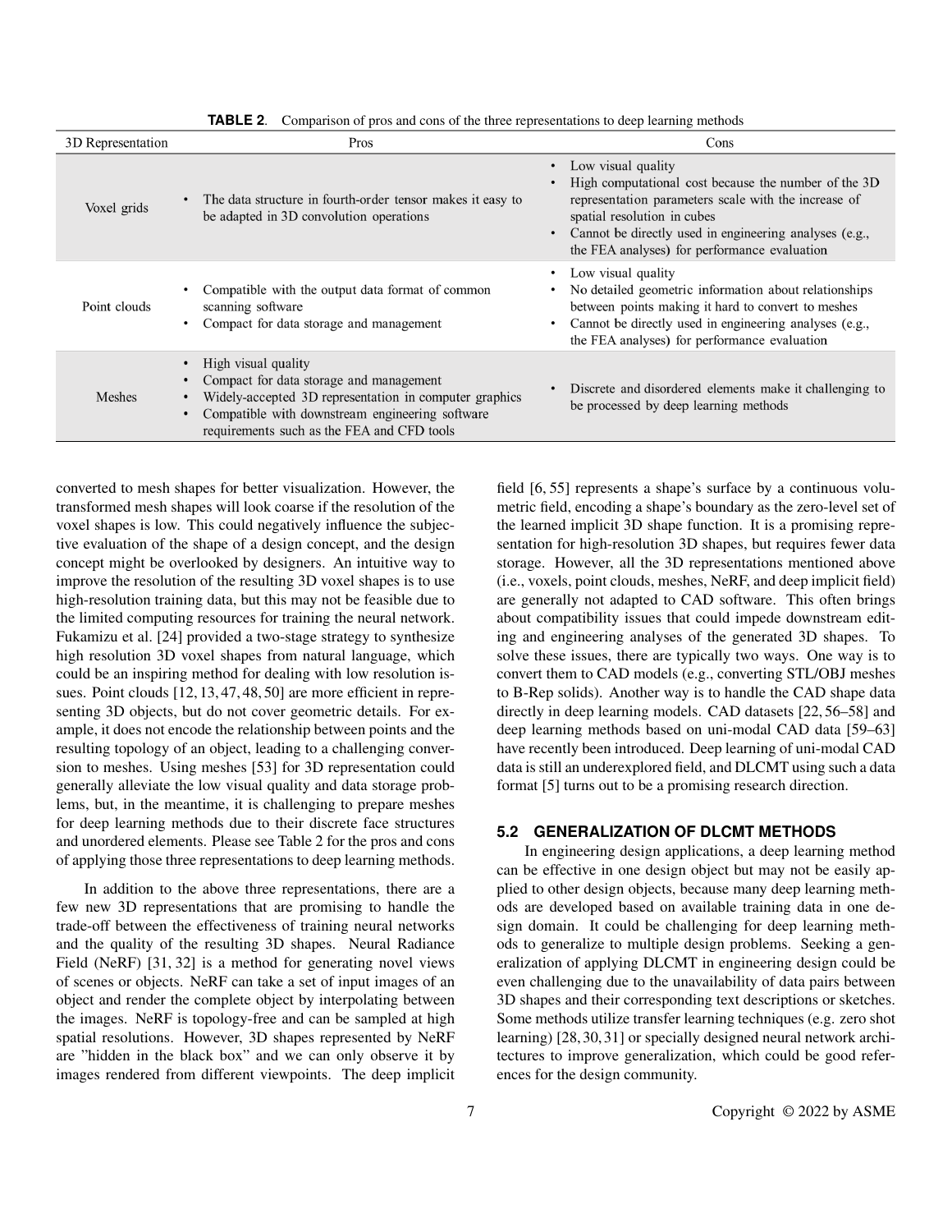**TABLE 2**. Comparison of pros and cons of the three representations to deep learning methods

| 3D Representation | Pros | Cons |
|---|---|---|
| Voxel grids | • The data structure in fourth-order tensor makes it easy to be adapted in 3D convolution operations | • Low visual quality<br>• High computational cost because the number of the 3D representation parameters scale with the increase of spatial resolution in cubes<br>• Cannot be directly used in engineering analyses (e.g., the FEA analyses) for performance evaluation |
| Point clouds | • Compatible with the output data format of common scanning software<br>• Compact for data storage and management | • Low visual quality<br>• No detailed geometric information about relationships between points making it hard to convert to meshes<br>• Cannot be directly used in engineering analyses (e.g., the FEA analyses) for performance evaluation |
| Meshes | • High visual quality<br>• Compact for data storage and management<br>• Widely-accepted 3D representation in computer graphics<br>• Compatible with downstream engineering software requirements such as the FEA and CFD tools | • Discrete and disordered elements make it challenging to be processed by deep learning methods |

converted to mesh shapes for better visualization. However, the transformed mesh shapes will look coarse if the resolution of the voxel shapes is low. This could negatively influence the subjective evaluation of the shape of a design concept, and the design concept might be overlooked by designers. An intuitive way to improve the resolution of the resulting 3D voxel shapes is to use high-resolution training data, but this may not be feasible due to the limited computing resources for training the neural network. Fukamizu et al. [24] provided a two-stage strategy to synthesize high resolution 3D voxel shapes from natural language, which could be an inspiring method for dealing with low resolution issues. Point clouds [12, 13, 47, 48, 50] are more efficient in representing 3D objects, but do not cover geometric details. For example, it does not encode the relationship between points and the resulting topology of an object, leading to a challenging conversion to meshes. Using meshes [53] for 3D representation could generally alleviate the low visual quality and data storage problems, but, in the meantime, it is challenging to prepare meshes for deep learning methods due to their discrete face structures and unordered elements. Please see Table 2 for the pros and cons of applying those three representations to deep learning methods.

In addition to the above three representations, there are a few new 3D representations that are promising to handle the trade-off between the effectiveness of training neural networks and the quality of the resulting 3D shapes. Neural Radiance Field (NeRF) [31, 32] is a method for generating novel views of scenes or objects. NeRF can take a set of input images of an object and render the complete object by interpolating between the images. NeRF is topology-free and can be sampled at high spatial resolutions. However, 3D shapes represented by NeRF are "hidden in the black box" and we can only observe it by images rendered from different viewpoints. The deep implicit field [6, 55] represents a shape's surface by a continuous volumetric field, encoding a shape's boundary as the zero-level set of the learned implicit 3D shape function. It is a promising representation for high-resolution 3D shapes, but requires fewer data storage. However, all the 3D representations mentioned above (i.e., voxels, point clouds, meshes, NeRF, and deep implicit field) are generally not adapted to CAD software. This often brings about compatibility issues that could impede downstream editing and engineering analyses of the generated 3D shapes. To solve these issues, there are typically two ways. One way is to convert them to CAD models (e.g., converting STL/OBJ meshes to B-Rep solids). Another way is to handle the CAD shape data directly in deep learning models. CAD datasets [22, 56–58] and deep learning methods based on uni-modal CAD data [59–63] have recently been introduced. Deep learning of uni-modal CAD data is still an underexplored field, and DLCMT using such a data format [5] turns out to be a promising research direction.

### 5.2 GENERALIZATION OF DLCMT METHODS

In engineering design applications, a deep learning method can be effective in one design object but may not be easily applied to other design objects, because many deep learning methods are developed based on available training data in one design domain. It could be challenging for deep learning methods to generalize to multiple design problems. Seeking a generalization of applying DLCMT in engineering design could be even challenging due to the unavailability of data pairs between 3D shapes and their corresponding text descriptions or sketches. Some methods utilize transfer learning techniques (e.g. zero shot learning) [28, 30, 31] or specially designed neural network architectures to improve generalization, which could be good references for the design community.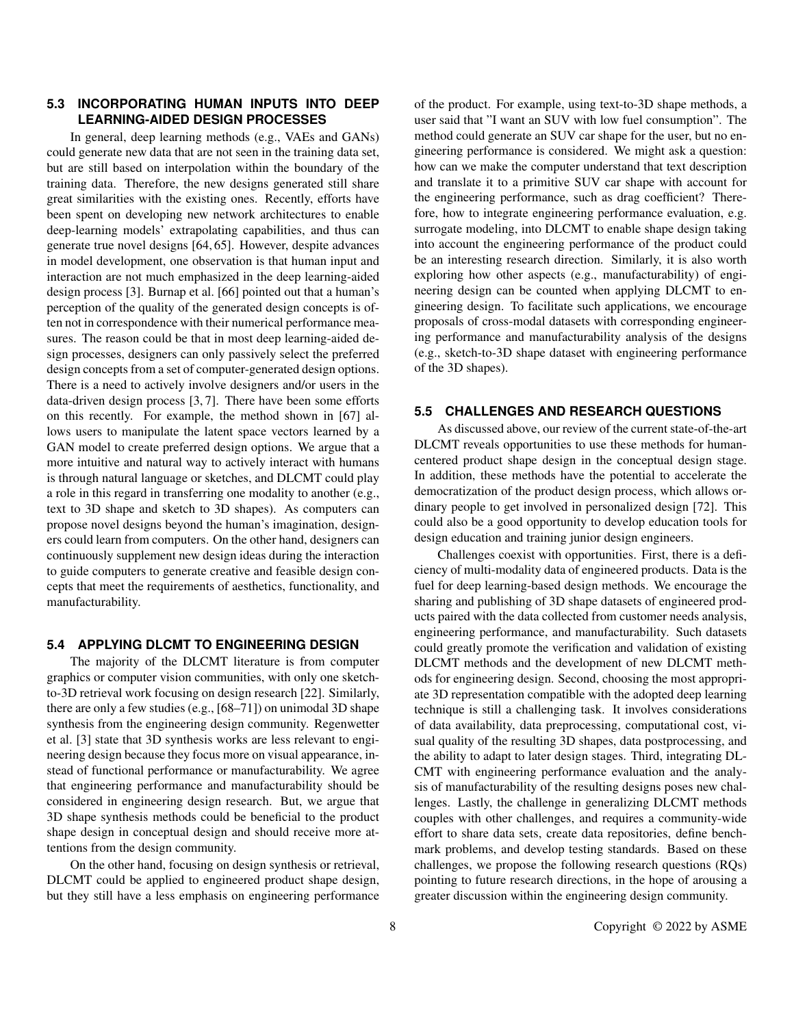### 5.3 INCORPORATING HUMAN INPUTS INTO DEEP LEARNING-AIDED DESIGN PROCESSES

In general, deep learning methods (e.g., VAEs and GANs) could generate new data that are not seen in the training data set, but are still based on interpolation within the boundary of the training data. Therefore, the new designs generated still share great similarities with the existing ones. Recently, efforts have been spent on developing new network architectures to enable deep-learning models' extrapolating capabilities, and thus can generate true novel designs [64, 65]. However, despite advances in model development, one observation is that human input and interaction are not much emphasized in the deep learning-aided design process [3]. Burnap et al. [66] pointed out that a human's perception of the quality of the generated design concepts is often not in correspondence with their numerical performance measures. The reason could be that in most deep learning-aided design processes, designers can only passively select the preferred design concepts from a set of computer-generated design options. There is a need to actively involve designers and/or users in the data-driven design process [3, 7]. There have been some efforts on this recently. For example, the method shown in [67] allows users to manipulate the latent space vectors learned by a GAN model to create preferred design options. We argue that a more intuitive and natural way to actively interact with humans is through natural language or sketches, and DLCMT could play a role in this regard in transferring one modality to another (e.g., text to 3D shape and sketch to 3D shapes). As computers can propose novel designs beyond the human's imagination, designers could learn from computers. On the other hand, designers can continuously supplement new design ideas during the interaction to guide computers to generate creative and feasible design concepts that meet the requirements of aesthetics, functionality, and manufacturability.

### 5.4 APPLYING DLCMT TO ENGINEERING DESIGN

The majority of the DLCMT literature is from computer graphics or computer vision communities, with only one sketch-to-3D retrieval work focusing on design research [22]. Similarly, there are only a few studies (e.g., [68–71]) on unimodal 3D shape synthesis from the engineering design community. Regenwetter et al. [3] state that 3D synthesis works are less relevant to engineering design because they focus more on visual appearance, instead of functional performance or manufacturability. We agree that engineering performance and manufacturability should be considered in engineering design research. But, we argue that 3D shape synthesis methods could be beneficial to the product shape design in conceptual design and should receive more attentions from the design community.

On the other hand, focusing on design synthesis or retrieval, DLCMT could be applied to engineered product shape design, but they still have a less emphasis on engineering performance of the product. For example, using text-to-3D shape methods, a user said that "I want an SUV with low fuel consumption". The method could generate an SUV car shape for the user, but no engineering performance is considered. We might ask a question: how can we make the computer understand that text description and translate it to a primitive SUV car shape with account for the engineering performance, such as drag coefficient? Therefore, how to integrate engineering performance evaluation, e.g. surrogate modeling, into DLCMT to enable shape design taking into account the engineering performance of the product could be an interesting research direction. Similarly, it is also worth exploring how other aspects (e.g., manufacturability) of engineering design can be counted when applying DLCMT to engineering design. To facilitate such applications, we encourage proposals of cross-modal datasets with corresponding engineering performance and manufacturability analysis of the designs (e.g., sketch-to-3D shape dataset with engineering performance of the 3D shapes).

### 5.5 CHALLENGES AND RESEARCH QUESTIONS

As discussed above, our review of the current state-of-the-art DLCMT reveals opportunities to use these methods for human-centered product shape design in the conceptual design stage. In addition, these methods have the potential to accelerate the democratization of the product design process, which allows ordinary people to get involved in personalized design [72]. This could also be a good opportunity to develop education tools for design education and training junior design engineers.

Challenges coexist with opportunities. First, there is a deficiency of multi-modality data of engineered products. Data is the fuel for deep learning-based design methods. We encourage the sharing and publishing of 3D shape datasets of engineered products paired with the data collected from customer needs analysis, engineering performance, and manufacturability. Such datasets could greatly promote the verification and validation of existing DLCMT methods and the development of new DLCMT methods for engineering design. Second, choosing the most appropriate 3D representation compatible with the adopted deep learning technique is still a challenging task. It involves considerations of data availability, data preprocessing, computational cost, visual quality of the resulting 3D shapes, data postprocessing, and the ability to adapt to later design stages. Third, integrating DLCMT with engineering performance evaluation and the analysis of manufacturability of the resulting designs poses new challenges. Lastly, the challenge in generalizing DLCMT methods couples with other challenges, and requires a community-wide effort to share data sets, create data repositories, define benchmark problems, and develop testing standards. Based on these challenges, we propose the following research questions (RQs) pointing to future research directions, in the hope of arousing a greater discussion within the engineering design community.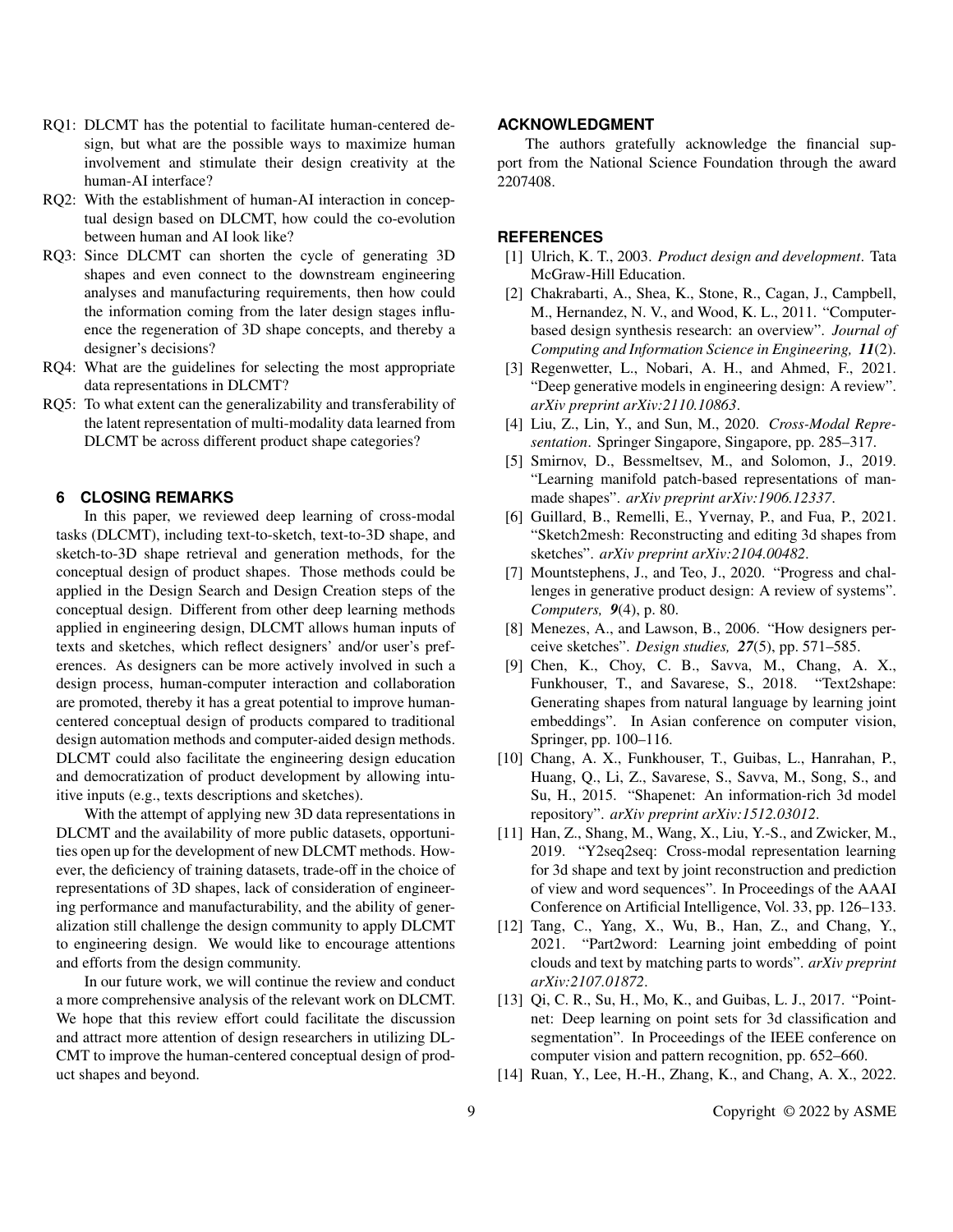RQ1: DLCMT has the potential to facilitate human-centered design, but what are the possible ways to maximize human involvement and stimulate their design creativity at the human-AI interface?

RQ2: With the establishment of human-AI interaction in conceptual design based on DLCMT, how could the co-evolution between human and AI look like?

RQ3: Since DLCMT can shorten the cycle of generating 3D shapes and even connect to the downstream engineering analyses and manufacturing requirements, then how could the information coming from the later design stages influence the regeneration of 3D shape concepts, and thereby a designer's decisions?

RQ4: What are the guidelines for selecting the most appropriate data representations in DLCMT?

RQ5: To what extent can the generalizability and transferability of the latent representation of multi-modality data learned from DLCMT be across different product shape categories?

## 6 CLOSING REMARKS

In this paper, we reviewed deep learning of cross-modal tasks (DLCMT), including text-to-sketch, text-to-3D shape, and sketch-to-3D shape retrieval and generation methods, for the conceptual design of product shapes. Those methods could be applied in the Design Search and Design Creation steps of the conceptual design. Different from other deep learning methods applied in engineering design, DLCMT allows human inputs of texts and sketches, which reflect designers' and/or user's preferences. As designers can be more actively involved in such a design process, human-computer interaction and collaboration are promoted, thereby it has a great potential to improve human-centered conceptual design of products compared to traditional design automation methods and computer-aided design methods. DLCMT could also facilitate the engineering design education and democratization of product development by allowing intuitive inputs (e.g., texts descriptions and sketches).

With the attempt of applying new 3D data representations in DLCMT and the availability of more public datasets, opportunities open up for the development of new DLCMT methods. However, the deficiency of training datasets, trade-off in the choice of representations of 3D shapes, lack of consideration of engineering performance and manufacturability, and the ability of generalization still challenge the design community to apply DLCMT to engineering design. We would like to encourage attentions and efforts from the design community.

In our future work, we will continue the review and conduct a more comprehensive analysis of the relevant work on DLCMT. We hope that this review effort could facilitate the discussion and attract more attention of design researchers in utilizing DLCMT to improve the human-centered conceptual design of product shapes and beyond.

## ACKNOWLEDGMENT

The authors gratefully acknowledge the financial support from the National Science Foundation through the award 2207408.

## REFERENCES

[1] Ulrich, K. T., 2003. *Product design and development*. Tata McGraw-Hill Education.

[2] Chakrabarti, A., Shea, K., Stone, R., Cagan, J., Campbell, M., Hernandez, N. V., and Wood, K. L., 2011. "Computer-based design synthesis research: an overview". *Journal of Computing and Information Science in Engineering, **11***(2).

[3] Regenwetter, L., Nobari, A. H., and Ahmed, F., 2021. "Deep generative models in engineering design: A review". *arXiv preprint arXiv:2110.10863*.

[4] Liu, Z., Lin, Y., and Sun, M., 2020. *Cross-Modal Representation*. Springer Singapore, Singapore, pp. 285–317.

[5] Smirnov, D., Bessmeltsev, M., and Solomon, J., 2019. "Learning manifold patch-based representations of man-made shapes". *arXiv preprint arXiv:1906.12337*.

[6] Guillard, B., Remelli, E., Yvernay, P., and Fua, P., 2021. "Sketch2mesh: Reconstructing and editing 3d shapes from sketches". *arXiv preprint arXiv:2104.00482*.

[7] Mountstephens, J., and Teo, J., 2020. "Progress and challenges in generative product design: A review of systems". *Computers, **9***(4), p. 80.

[8] Menezes, A., and Lawson, B., 2006. "How designers perceive sketches". *Design studies, **27***(5), pp. 571–585.

[9] Chen, K., Choy, C. B., Savva, M., Chang, A. X., Funkhouser, T., and Savarese, S., 2018. "Text2shape: Generating shapes from natural language by learning joint embeddings". In Asian conference on computer vision, Springer, pp. 100–116.

[10] Chang, A. X., Funkhouser, T., Guibas, L., Hanrahan, P., Huang, Q., Li, Z., Savarese, S., Savva, M., Song, S., and Su, H., 2015. "Shapenet: An information-rich 3d model repository". *arXiv preprint arXiv:1512.03012*.

[11] Han, Z., Shang, M., Wang, X., Liu, Y.-S., and Zwicker, M., 2019. "Y2seq2seq: Cross-modal representation learning for 3d shape and text by joint reconstruction and prediction of view and word sequences". In Proceedings of the AAAI Conference on Artificial Intelligence, Vol. 33, pp. 126–133.

[12] Tang, C., Yang, X., Wu, B., Han, Z., and Chang, Y., 2021. "Part2word: Learning joint embedding of point clouds and text by matching parts to words". *arXiv preprint arXiv:2107.01872*.

[13] Qi, C. R., Su, H., Mo, K., and Guibas, L. J., 2017. "Pointnet: Deep learning on point sets for 3d classification and segmentation". In Proceedings of the IEEE conference on computer vision and pattern recognition, pp. 652–660.

[14] Ruan, Y., Lee, H.-H., Zhang, K., and Chang, A. X., 2022.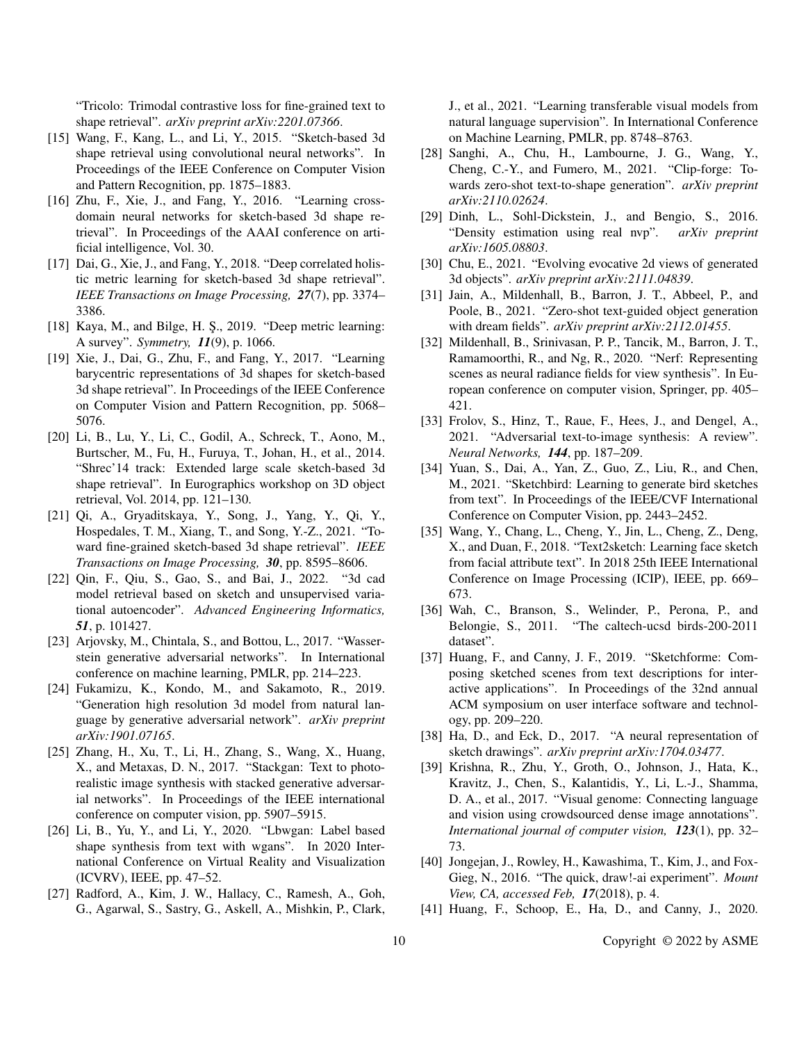"Tricolo: Trimodal contrastive loss for fine-grained text to shape retrieval". *arXiv preprint arXiv:2201.07366*.

[15] Wang, F., Kang, L., and Li, Y., 2015. "Sketch-based 3d shape retrieval using convolutional neural networks". In Proceedings of the IEEE Conference on Computer Vision and Pattern Recognition, pp. 1875–1883.

[16] Zhu, F., Xie, J., and Fang, Y., 2016. "Learning cross-domain neural networks for sketch-based 3d shape retrieval". In Proceedings of the AAAI conference on artificial intelligence, Vol. 30.

[17] Dai, G., Xie, J., and Fang, Y., 2018. "Deep correlated holistic metric learning for sketch-based 3d shape retrieval". *IEEE Transactions on Image Processing,* ***27***(7), pp. 3374–3386.

[18] Kaya, M., and Bilge, H. Ş., 2019. "Deep metric learning: A survey". *Symmetry,* ***11***(9), p. 1066.

[19] Xie, J., Dai, G., Zhu, F., and Fang, Y., 2017. "Learning barycentric representations of 3d shapes for sketch-based 3d shape retrieval". In Proceedings of the IEEE Conference on Computer Vision and Pattern Recognition, pp. 5068–5076.

[20] Li, B., Lu, Y., Li, C., Godil, A., Schreck, T., Aono, M., Burtscher, M., Fu, H., Furuya, T., Johan, H., et al., 2014. "Shrec'14 track: Extended large scale sketch-based 3d shape retrieval". In Eurographics workshop on 3D object retrieval, Vol. 2014, pp. 121–130.

[21] Qi, A., Gryaditskaya, Y., Song, J., Yang, Y., Qi, Y., Hospedales, T. M., Xiang, T., and Song, Y.-Z., 2021. "Toward fine-grained sketch-based 3d shape retrieval". *IEEE Transactions on Image Processing,* ***30***, pp. 8595–8606.

[22] Qin, F., Qiu, S., Gao, S., and Bai, J., 2022. "3d cad model retrieval based on sketch and unsupervised variational autoencoder". *Advanced Engineering Informatics,* ***51***, p. 101427.

[23] Arjovsky, M., Chintala, S., and Bottou, L., 2017. "Wasserstein generative adversarial networks". In International conference on machine learning, PMLR, pp. 214–223.

[24] Fukamizu, K., Kondo, M., and Sakamoto, R., 2019. "Generation high resolution 3d model from natural language by generative adversarial network". *arXiv preprint arXiv:1901.07165*.

[25] Zhang, H., Xu, T., Li, H., Zhang, S., Wang, X., Huang, X., and Metaxas, D. N., 2017. "Stackgan: Text to photo-realistic image synthesis with stacked generative adversarial networks". In Proceedings of the IEEE international conference on computer vision, pp. 5907–5915.

[26] Li, B., Yu, Y., and Li, Y., 2020. "Lbwgan: Label based shape synthesis from text with wgans". In 2020 International Conference on Virtual Reality and Visualization (ICVRV), IEEE, pp. 47–52.

[27] Radford, A., Kim, J. W., Hallacy, C., Ramesh, A., Goh, G., Agarwal, S., Sastry, G., Askell, A., Mishkin, P., Clark, J., et al., 2021. "Learning transferable visual models from natural language supervision". In International Conference on Machine Learning, PMLR, pp. 8748–8763.

[28] Sanghi, A., Chu, H., Lambourne, J. G., Wang, Y., Cheng, C.-Y., and Fumero, M., 2021. "Clip-forge: Towards zero-shot text-to-shape generation". *arXiv preprint arXiv:2110.02624*.

[29] Dinh, L., Sohl-Dickstein, J., and Bengio, S., 2016. "Density estimation using real nvp". *arXiv preprint arXiv:1605.08803*.

[30] Chu, E., 2021. "Evolving evocative 2d views of generated 3d objects". *arXiv preprint arXiv:2111.04839*.

[31] Jain, A., Mildenhall, B., Barron, J. T., Abbeel, P., and Poole, B., 2021. "Zero-shot text-guided object generation with dream fields". *arXiv preprint arXiv:2112.01455*.

[32] Mildenhall, B., Srinivasan, P. P., Tancik, M., Barron, J. T., Ramamoorthi, R., and Ng, R., 2020. "Nerf: Representing scenes as neural radiance fields for view synthesis". In European conference on computer vision, Springer, pp. 405–421.

[33] Frolov, S., Hinz, T., Raue, F., Hees, J., and Dengel, A., 2021. "Adversarial text-to-image synthesis: A review". *Neural Networks,* ***144***, pp. 187–209.

[34] Yuan, S., Dai, A., Yan, Z., Guo, Z., Liu, R., and Chen, M., 2021. "Sketchbird: Learning to generate bird sketches from text". In Proceedings of the IEEE/CVF International Conference on Computer Vision, pp. 2443–2452.

[35] Wang, Y., Chang, L., Cheng, Y., Jin, L., Cheng, Z., Deng, X., and Duan, F., 2018. "Text2sketch: Learning face sketch from facial attribute text". In 2018 25th IEEE International Conference on Image Processing (ICIP), IEEE, pp. 669–673.

[36] Wah, C., Branson, S., Welinder, P., Perona, P., and Belongie, S., 2011. "The caltech-ucsd birds-200-2011 dataset".

[37] Huang, F., and Canny, J. F., 2019. "Sketchforme: Composing sketched scenes from text descriptions for interactive applications". In Proceedings of the 32nd annual ACM symposium on user interface software and technology, pp. 209–220.

[38] Ha, D., and Eck, D., 2017. "A neural representation of sketch drawings". *arXiv preprint arXiv:1704.03477*.

[39] Krishna, R., Zhu, Y., Groth, O., Johnson, J., Hata, K., Kravitz, J., Chen, S., Kalantidis, Y., Li, L.-J., Shamma, D. A., et al., 2017. "Visual genome: Connecting language and vision using crowdsourced dense image annotations". *International journal of computer vision,* ***123***(1), pp. 32–73.

[40] Jongejan, J., Rowley, H., Kawashima, T., Kim, J., and Fox-Gieg, N., 2016. "The quick, draw!-ai experiment". *Mount View, CA, accessed Feb,* ***17***(2018), p. 4.

[41] Huang, F., Schoop, E., Ha, D., and Canny, J., 2020.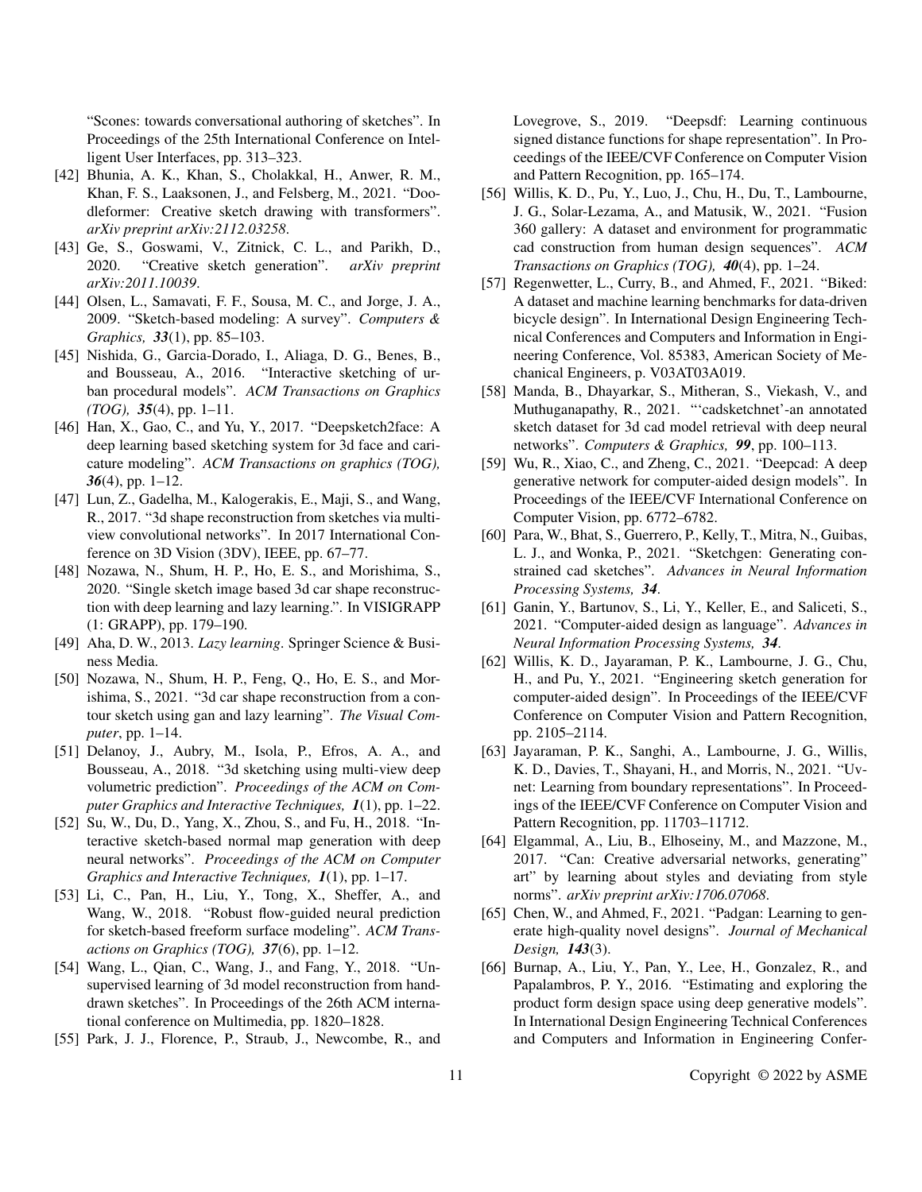"Scones: towards conversational authoring of sketches". In Proceedings of the 25th International Conference on Intelligent User Interfaces, pp. 313–323.

[42] Bhunia, A. K., Khan, S., Cholakkal, H., Anwer, R. M., Khan, F. S., Laaksonen, J., and Felsberg, M., 2021. "Doodleformer: Creative sketch drawing with transformers". *arXiv preprint arXiv:2112.03258*.

[43] Ge, S., Goswami, V., Zitnick, C. L., and Parikh, D., 2020. "Creative sketch generation". *arXiv preprint arXiv:2011.10039*.

[44] Olsen, L., Samavati, F. F., Sousa, M. C., and Jorge, J. A., 2009. "Sketch-based modeling: A survey". *Computers & Graphics,* ***33***(1), pp. 85–103.

[45] Nishida, G., Garcia-Dorado, I., Aliaga, D. G., Benes, B., and Bousseau, A., 2016. "Interactive sketching of urban procedural models". *ACM Transactions on Graphics (TOG),* ***35***(4), pp. 1–11.

[46] Han, X., Gao, C., and Yu, Y., 2017. "Deepsketch2face: A deep learning based sketching system for 3d face and caricature modeling". *ACM Transactions on graphics (TOG),* ***36***(4), pp. 1–12.

[47] Lun, Z., Gadelha, M., Kalogerakis, E., Maji, S., and Wang, R., 2017. "3d shape reconstruction from sketches via multi-view convolutional networks". In 2017 International Conference on 3D Vision (3DV), IEEE, pp. 67–77.

[48] Nozawa, N., Shum, H. P., Ho, E. S., and Morishima, S., 2020. "Single sketch image based 3d car shape reconstruction with deep learning and lazy learning.". In VISIGRAPP (1: GRAPP), pp. 179–190.

[49] Aha, D. W., 2013. *Lazy learning*. Springer Science & Business Media.

[50] Nozawa, N., Shum, H. P., Feng, Q., Ho, E. S., and Morishima, S., 2021. "3d car shape reconstruction from a contour sketch using gan and lazy learning". *The Visual Computer*, pp. 1–14.

[51] Delanoy, J., Aubry, M., Isola, P., Efros, A. A., and Bousseau, A., 2018. "3d sketching using multi-view deep volumetric prediction". *Proceedings of the ACM on Computer Graphics and Interactive Techniques,* ***1***(1), pp. 1–22.

[52] Su, W., Du, D., Yang, X., Zhou, S., and Fu, H., 2018. "Interactive sketch-based normal map generation with deep neural networks". *Proceedings of the ACM on Computer Graphics and Interactive Techniques,* ***1***(1), pp. 1–17.

[53] Li, C., Pan, H., Liu, Y., Tong, X., Sheffer, A., and Wang, W., 2018. "Robust flow-guided neural prediction for sketch-based freeform surface modeling". *ACM Transactions on Graphics (TOG),* ***37***(6), pp. 1–12.

[54] Wang, L., Qian, C., Wang, J., and Fang, Y., 2018. "Unsupervised learning of 3d model reconstruction from hand-drawn sketches". In Proceedings of the 26th ACM international conference on Multimedia, pp. 1820–1828.

[55] Park, J. J., Florence, P., Straub, J., Newcombe, R., and Lovegrove, S., 2019. "Deepsdf: Learning continuous signed distance functions for shape representation". In Proceedings of the IEEE/CVF Conference on Computer Vision and Pattern Recognition, pp. 165–174.

[56] Willis, K. D., Pu, Y., Luo, J., Chu, H., Du, T., Lambourne, J. G., Solar-Lezama, A., and Matusik, W., 2021. "Fusion 360 gallery: A dataset and environment for programmatic cad construction from human design sequences". *ACM Transactions on Graphics (TOG),* ***40***(4), pp. 1–24.

[57] Regenwetter, L., Curry, B., and Ahmed, F., 2021. "Biked: A dataset and machine learning benchmarks for data-driven bicycle design". In International Design Engineering Technical Conferences and Computers and Information in Engineering Conference, Vol. 85383, American Society of Mechanical Engineers, p. V03AT03A019.

[58] Manda, B., Dhayarkar, S., Mitheran, S., Viekash, V., and Muthuganapathy, R., 2021. "'cadsketchnet'-an annotated sketch dataset for 3d cad model retrieval with deep neural networks". *Computers & Graphics,* ***99***, pp. 100–113.

[59] Wu, R., Xiao, C., and Zheng, C., 2021. "Deepcad: A deep generative network for computer-aided design models". In Proceedings of the IEEE/CVF International Conference on Computer Vision, pp. 6772–6782.

[60] Para, W., Bhat, S., Guerrero, P., Kelly, T., Mitra, N., Guibas, L. J., and Wonka, P., 2021. "Sketchgen: Generating constrained cad sketches". *Advances in Neural Information Processing Systems,* ***34***.

[61] Ganin, Y., Bartunov, S., Li, Y., Keller, E., and Saliceti, S., 2021. "Computer-aided design as language". *Advances in Neural Information Processing Systems,* ***34***.

[62] Willis, K. D., Jayaraman, P. K., Lambourne, J. G., Chu, H., and Pu, Y., 2021. "Engineering sketch generation for computer-aided design". In Proceedings of the IEEE/CVF Conference on Computer Vision and Pattern Recognition, pp. 2105–2114.

[63] Jayaraman, P. K., Sanghi, A., Lambourne, J. G., Willis, K. D., Davies, T., Shayani, H., and Morris, N., 2021. "Uv-net: Learning from boundary representations". In Proceedings of the IEEE/CVF Conference on Computer Vision and Pattern Recognition, pp. 11703–11712.

[64] Elgammal, A., Liu, B., Elhoseiny, M., and Mazzone, M., 2017. "Can: Creative adversarial networks, generating" art" by learning about styles and deviating from style norms". *arXiv preprint arXiv:1706.07068*.

[65] Chen, W., and Ahmed, F., 2021. "Padgan: Learning to generate high-quality novel designs". *Journal of Mechanical Design,* ***143***(3).

[66] Burnap, A., Liu, Y., Pan, Y., Lee, H., Gonzalez, R., and Papalambros, P. Y., 2016. "Estimating and exploring the product form design space using deep generative models". In International Design Engineering Technical Conferences and Computers and Information in Engineering Confer-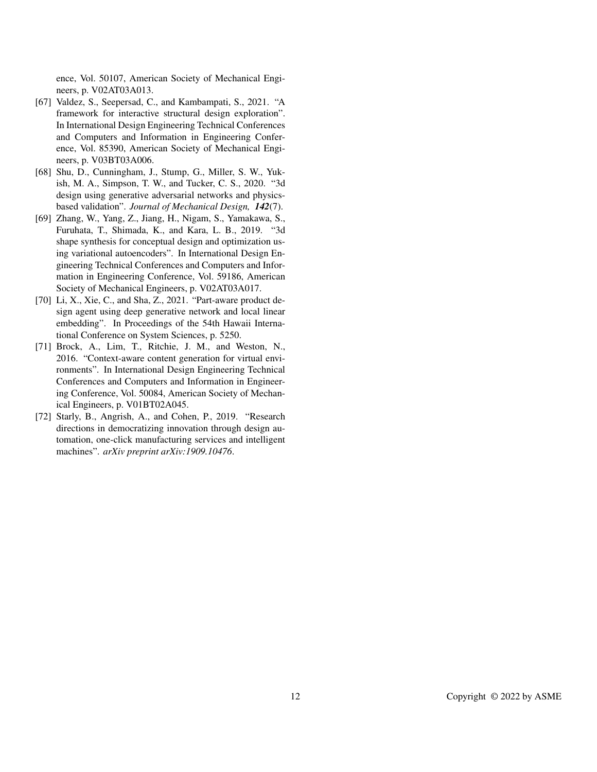ence, Vol. 50107, American Society of Mechanical Engineers, p. V02AT03A013.

[67] Valdez, S., Seepersad, C., and Kambampati, S., 2021. "A framework for interactive structural design exploration". In International Design Engineering Technical Conferences and Computers and Information in Engineering Conference, Vol. 85390, American Society of Mechanical Engineers, p. V03BT03A006.

[68] Shu, D., Cunningham, J., Stump, G., Miller, S. W., Yukish, M. A., Simpson, T. W., and Tucker, C. S., 2020. "3d design using generative adversarial networks and physics-based validation". *Journal of Mechanical Design,* ***142***(7).

[69] Zhang, W., Yang, Z., Jiang, H., Nigam, S., Yamakawa, S., Furuhata, T., Shimada, K., and Kara, L. B., 2019. "3d shape synthesis for conceptual design and optimization using variational autoencoders". In International Design Engineering Technical Conferences and Computers and Information in Engineering Conference, Vol. 59186, American Society of Mechanical Engineers, p. V02AT03A017.

[70] Li, X., Xie, C., and Sha, Z., 2021. "Part-aware product design agent using deep generative network and local linear embedding". In Proceedings of the 54th Hawaii International Conference on System Sciences, p. 5250.

[71] Brock, A., Lim, T., Ritchie, J. M., and Weston, N., 2016. "Context-aware content generation for virtual environments". In International Design Engineering Technical Conferences and Computers and Information in Engineering Conference, Vol. 50084, American Society of Mechanical Engineers, p. V01BT02A045.

[72] Starly, B., Angrish, A., and Cohen, P., 2019. "Research directions in democratizing innovation through design automation, one-click manufacturing services and intelligent machines". *arXiv preprint arXiv:1909.10476*.